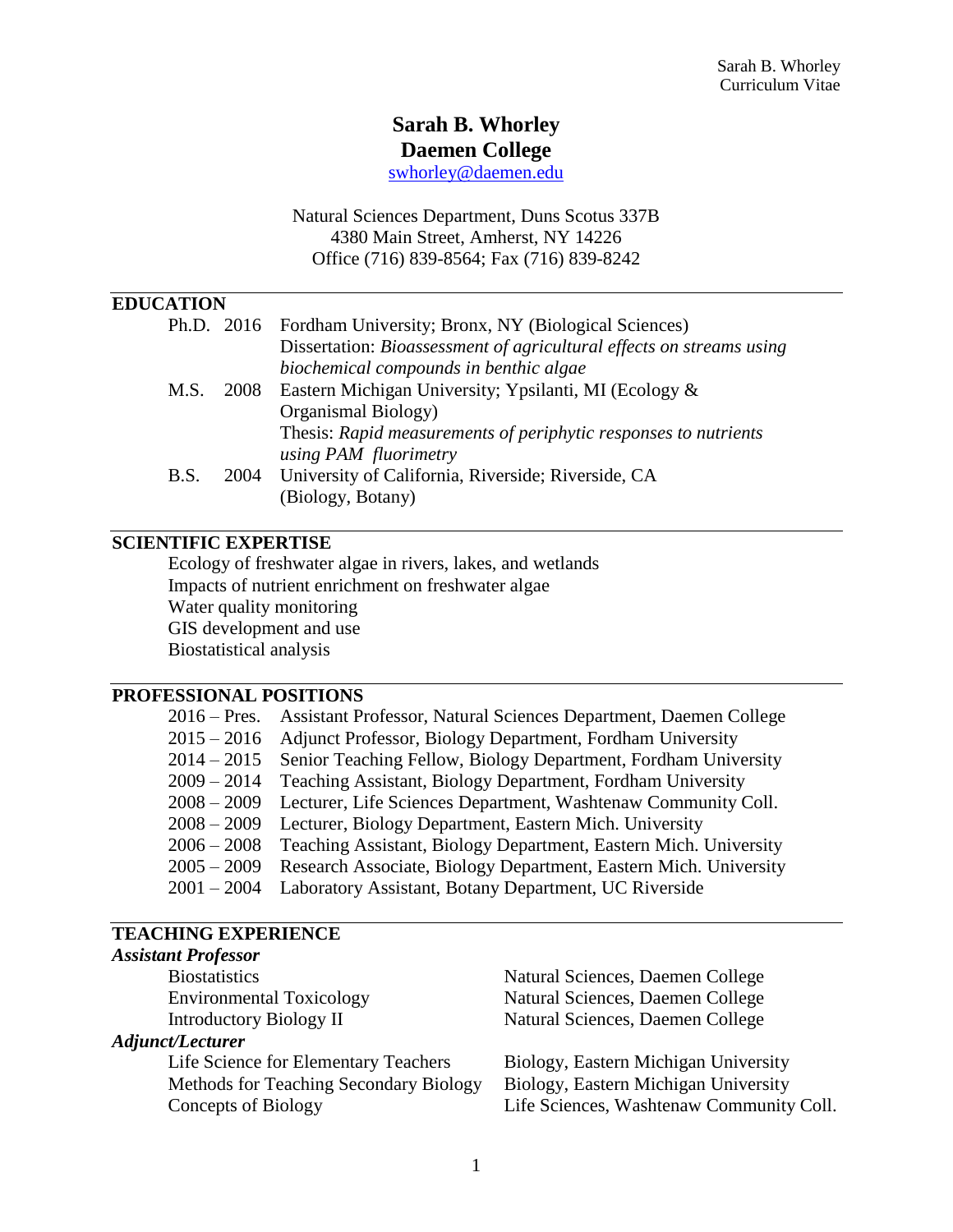# Sarah B. Whorley
## Daemen College

swhorley@daemen.edu

Natural Sciences Department, Duns Scotus 337B
4380 Main Street, Amherst, NY 14226
Office (716) 839-8564; Fax (716) 839-8242

## EDUCATION

| | | |
|---|---|---|
| Ph.D. | 2016 | Fordham University; Bronx, NY (Biological Sciences)<br>Dissertation: *Bioassessment of agricultural effects on streams using biochemical compounds in benthic algae* |
| M.S. | 2008 | Eastern Michigan University; Ypsilanti, MI (Ecology & Organismal Biology)<br>Thesis: *Rapid measurements of periphytic responses to nutrients using PAM fluorimetry* |
| B.S. | 2004 | University of California, Riverside; Riverside, CA (Biology, Botany) |

## SCIENTIFIC EXPERTISE

Ecology of freshwater algae in rivers, lakes, and wetlands
Impacts of nutrient enrichment on freshwater algae
Water quality monitoring
GIS development and use
Biostatistical analysis

## PROFESSIONAL POSITIONS

| | |
|---|---|
| 2016 – Pres. | Assistant Professor, Natural Sciences Department, Daemen College |
| 2015 – 2016 | Adjunct Professor, Biology Department, Fordham University |
| 2014 – 2015 | Senior Teaching Fellow, Biology Department, Fordham University |
| 2009 – 2014 | Teaching Assistant, Biology Department, Fordham University |
| 2008 – 2009 | Lecturer, Life Sciences Department, Washtenaw Community Coll. |
| 2008 – 2009 | Lecturer, Biology Department, Eastern Mich. University |
| 2006 – 2008 | Teaching Assistant, Biology Department, Eastern Mich. University |
| 2005 – 2009 | Research Associate, Biology Department, Eastern Mich. University |
| 2001 – 2004 | Laboratory Assistant, Botany Department, UC Riverside |

## TEACHING EXPERIENCE

***Assistant Professor***

| | |
|---|---|
| Biostatistics | Natural Sciences, Daemen College |
| Environmental Toxicology | Natural Sciences, Daemen College |
| Introductory Biology II | Natural Sciences, Daemen College |

***Adjunct/Lecturer***

| | |
|---|---|
| Life Science for Elementary Teachers | Biology, Eastern Michigan University |
| Methods for Teaching Secondary Biology | Biology, Eastern Michigan University |
| Concepts of Biology | Life Sciences, Washtenaw Community Coll. |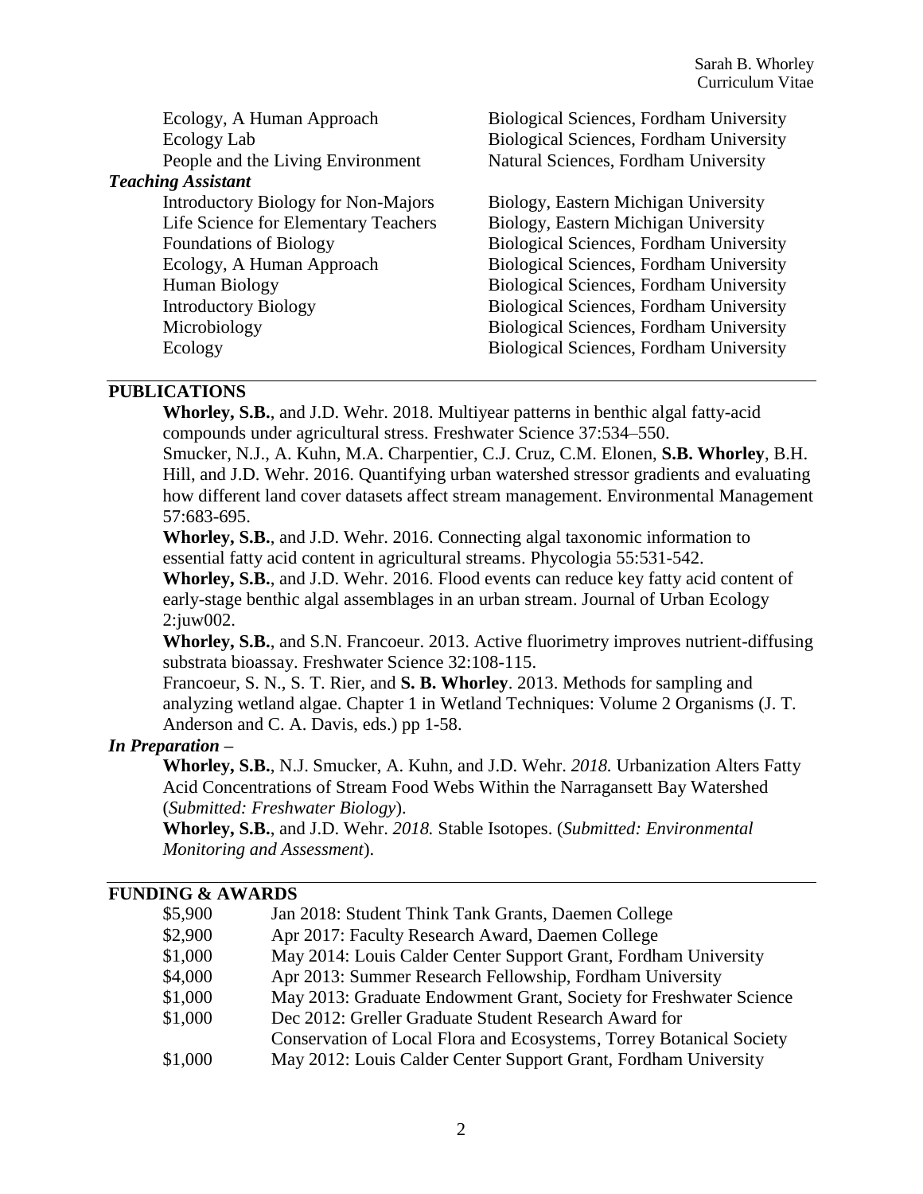| | |
|---|---|
| Ecology, A Human Approach | Biological Sciences, Fordham University |
| Ecology Lab | Biological Sciences, Fordham University |
| People and the Living Environment | Natural Sciences, Fordham University |

***Teaching Assistant***

| | |
|---|---|
| Introductory Biology for Non-Majors | Biology, Eastern Michigan University |
| Life Science for Elementary Teachers | Biology, Eastern Michigan University |
| Foundations of Biology | Biological Sciences, Fordham University |
| Ecology, A Human Approach | Biological Sciences, Fordham University |
| Human Biology | Biological Sciences, Fordham University |
| Introductory Biology | Biological Sciences, Fordham University |
| Microbiology | Biological Sciences, Fordham University |
| Ecology | Biological Sciences, Fordham University |

## PUBLICATIONS

**Whorley, S.B.**, and J.D. Wehr. 2018. Multiyear patterns in benthic algal fatty-acid compounds under agricultural stress. Freshwater Science 37:534–550.

Smucker, N.J., A. Kuhn, M.A. Charpentier, C.J. Cruz, C.M. Elonen, **S.B. Whorley**, B.H. Hill, and J.D. Wehr. 2016. Quantifying urban watershed stressor gradients and evaluating how different land cover datasets affect stream management. Environmental Management 57:683-695.

**Whorley, S.B.**, and J.D. Wehr. 2016. Connecting algal taxonomic information to essential fatty acid content in agricultural streams. Phycologia 55:531-542.

**Whorley, S.B.**, and J.D. Wehr. 2016. Flood events can reduce key fatty acid content of early-stage benthic algal assemblages in an urban stream. Journal of Urban Ecology 2:juw002.

**Whorley, S.B.**, and S.N. Francoeur. 2013. Active fluorimetry improves nutrient-diffusing substrata bioassay. Freshwater Science 32:108-115.

Francoeur, S. N., S. T. Rier, and **S. B. Whorley**. 2013. Methods for sampling and analyzing wetland algae. Chapter 1 in Wetland Techniques: Volume 2 Organisms (J. T. Anderson and C. A. Davis, eds.) pp 1-58.

***In Preparation –***

**Whorley, S.B.**, N.J. Smucker, A. Kuhn, and J.D. Wehr. *2018.* Urbanization Alters Fatty Acid Concentrations of Stream Food Webs Within the Narragansett Bay Watershed (*Submitted: Freshwater Biology*).

**Whorley, S.B.**, and J.D. Wehr. *2018.* Stable Isotopes. (*Submitted: Environmental Monitoring and Assessment*).

## FUNDING & AWARDS

| | |
|---|---|
| \$5,900 | Jan 2018: Student Think Tank Grants, Daemen College |
| \$2,900 | Apr 2017: Faculty Research Award, Daemen College |
| \$1,000 | May 2014: Louis Calder Center Support Grant, Fordham University |
| \$4,000 | Apr 2013: Summer Research Fellowship, Fordham University |
| \$1,000 | May 2013: Graduate Endowment Grant, Society for Freshwater Science |
| \$1,000 | Dec 2012: Greller Graduate Student Research Award for Conservation of Local Flora and Ecosystems, Torrey Botanical Society |
| \$1,000 | May 2012: Louis Calder Center Support Grant, Fordham University |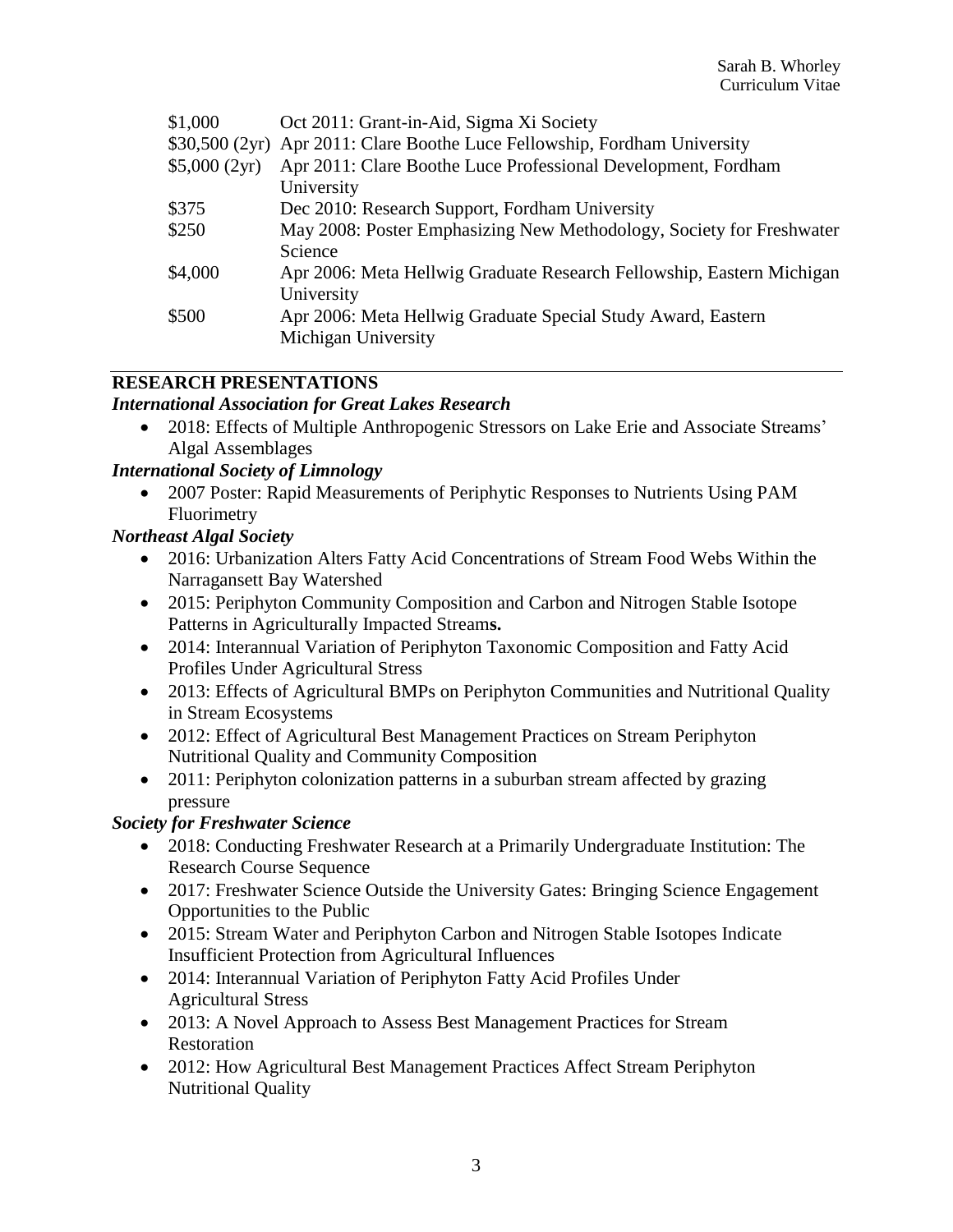| | |
|---|---|
| \$1,000 | Oct 2011: Grant-in-Aid, Sigma Xi Society |
| \$30,500 (2yr) | Apr 2011: Clare Boothe Luce Fellowship, Fordham University |
| \$5,000 (2yr) | Apr 2011: Clare Boothe Luce Professional Development, Fordham University |
| \$375 | Dec 2010: Research Support, Fordham University |
| \$250 | May 2008: Poster Emphasizing New Methodology, Society for Freshwater Science |
| \$4,000 | Apr 2006: Meta Hellwig Graduate Research Fellowship, Eastern Michigan University |
| \$500 | Apr 2006: Meta Hellwig Graduate Special Study Award, Eastern Michigan University |

## RESEARCH PRESENTATIONS

***International Association for Great Lakes Research***

- 2018: Effects of Multiple Anthropogenic Stressors on Lake Erie and Associate Streams' Algal Assemblages

***International Society of Limnology***

- 2007 Poster: Rapid Measurements of Periphytic Responses to Nutrients Using PAM Fluorimetry

***Northeast Algal Society***

- 2016: Urbanization Alters Fatty Acid Concentrations of Stream Food Webs Within the Narragansett Bay Watershed
- 2015: Periphyton Community Composition and Carbon and Nitrogen Stable Isotope Patterns in Agriculturally Impacted Stream**s.**
- 2014: Interannual Variation of Periphyton Taxonomic Composition and Fatty Acid Profiles Under Agricultural Stress
- 2013: Effects of Agricultural BMPs on Periphyton Communities and Nutritional Quality in Stream Ecosystems
- 2012: Effect of Agricultural Best Management Practices on Stream Periphyton Nutritional Quality and Community Composition
- 2011: Periphyton colonization patterns in a suburban stream affected by grazing pressure

***Society for Freshwater Science***

- 2018: Conducting Freshwater Research at a Primarily Undergraduate Institution: The Research Course Sequence
- 2017: Freshwater Science Outside the University Gates: Bringing Science Engagement Opportunities to the Public
- 2015: Stream Water and Periphyton Carbon and Nitrogen Stable Isotopes Indicate Insufficient Protection from Agricultural Influences
- 2014: Interannual Variation of Periphyton Fatty Acid Profiles Under Agricultural Stress
- 2013: A Novel Approach to Assess Best Management Practices for Stream Restoration
- 2012: How Agricultural Best Management Practices Affect Stream Periphyton Nutritional Quality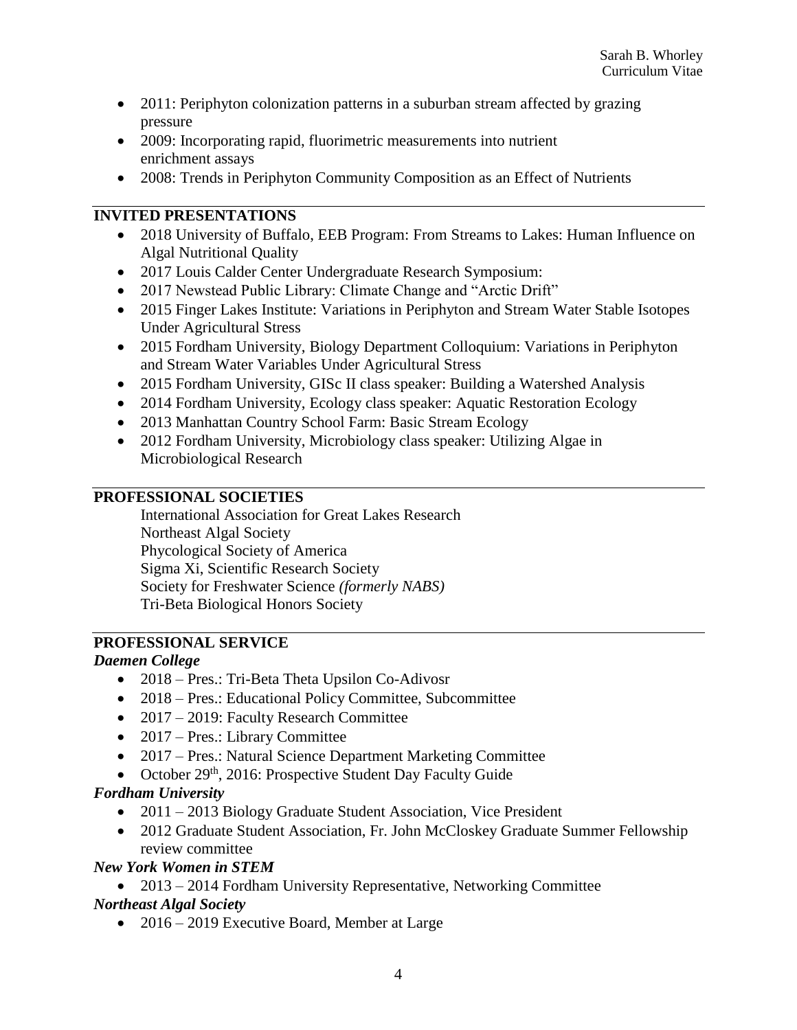- 2011: Periphyton colonization patterns in a suburban stream affected by grazing pressure
- 2009: Incorporating rapid, fluorimetric measurements into nutrient enrichment assays
- 2008: Trends in Periphyton Community Composition as an Effect of Nutrients

## INVITED PRESENTATIONS

- 2018 University of Buffalo, EEB Program: From Streams to Lakes: Human Influence on Algal Nutritional Quality
- 2017 Louis Calder Center Undergraduate Research Symposium:
- 2017 Newstead Public Library: Climate Change and "Arctic Drift"
- 2015 Finger Lakes Institute: Variations in Periphyton and Stream Water Stable Isotopes Under Agricultural Stress
- 2015 Fordham University, Biology Department Colloquium: Variations in Periphyton and Stream Water Variables Under Agricultural Stress
- 2015 Fordham University, GISc II class speaker: Building a Watershed Analysis
- 2014 Fordham University, Ecology class speaker: Aquatic Restoration Ecology
- 2013 Manhattan Country School Farm: Basic Stream Ecology
- 2012 Fordham University, Microbiology class speaker: Utilizing Algae in Microbiological Research

## PROFESSIONAL SOCIETIES

International Association for Great Lakes Research
Northeast Algal Society
Phycological Society of America
Sigma Xi, Scientific Research Society
Society for Freshwater Science *(formerly NABS)*
Tri-Beta Biological Honors Society

## PROFESSIONAL SERVICE

***Daemen College***

- 2018 – Pres.: Tri-Beta Theta Upsilon Co-Adivosr
- 2018 – Pres.: Educational Policy Committee, Subcommittee
- 2017 – 2019: Faculty Research Committee
- 2017 – Pres.: Library Committee
- 2017 – Pres.: Natural Science Department Marketing Committee
- October 29th, 2016: Prospective Student Day Faculty Guide

***Fordham University***

- 2011 – 2013 Biology Graduate Student Association, Vice President
- 2012 Graduate Student Association, Fr. John McCloskey Graduate Summer Fellowship review committee

***New York Women in STEM***

- 2013 – 2014 Fordham University Representative, Networking Committee

***Northeast Algal Society***

- 2016 – 2019 Executive Board, Member at Large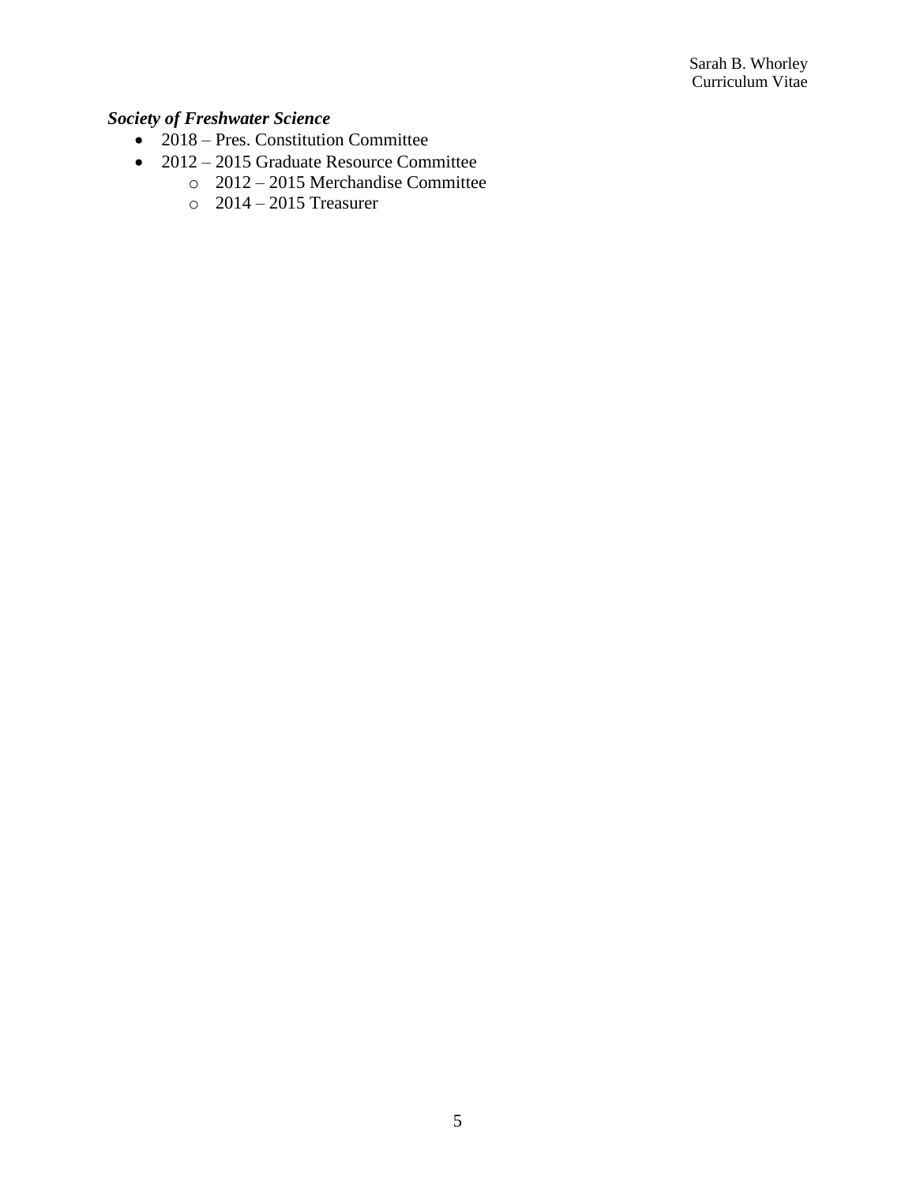***Society of Freshwater Science***

- 2018 – Pres. Constitution Committee
- 2012 – 2015 Graduate Resource Committee
  - 2012 – 2015 Merchandise Committee
  - 2014 – 2015 Treasurer